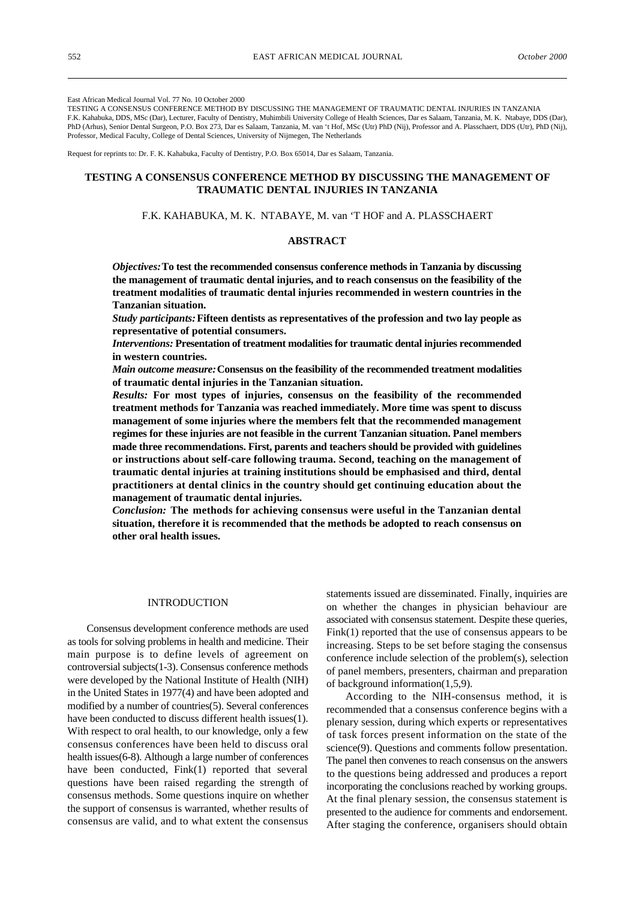East African Medical Journal Vol. 77 No. 10 October 2000
TESTING A CONSENSUS CONFERENCE METHOD BY DISCUSSING THE MANAGEMENT OF TRAUMATIC DENTAL INJURIES IN TANZANIA
F.K. Kahabuka, DDS, MSc (Dar), Lecturer, Faculty of Dentistry, Muhimbili University College of Health Sciences, Dar es Salaam, Tanzania, M. K. Ntabaye, DDS (Dar), PhD (Arhus), Senior Dental Surgeon, P.O. Box 273, Dar es Salaam, Tanzania, M. van 't Hof, MSc (Utr) PhD (Nij), Professor and A. Plasschaert, DDS (Utr), PhD (Nij), Professor, Medical Faculty, College of Dental Sciences, University of Nijmegen, The Netherlands

Request for reprints to: Dr. F. K. Kahabuka, Faculty of Dentistry, P.O. Box 65014, Dar es Salaam, Tanzania.

# TESTING A CONSENSUS CONFERENCE METHOD BY DISCUSSING THE MANAGEMENT OF TRAUMATIC DENTAL INJURIES IN TANZANIA

F.K. KAHABUKA, M. K. NTABAYE, M. van 'T HOF and A. PLASSCHAERT

## ABSTRACT

***Objectives:*** **To test the recommended consensus conference methods in Tanzania by discussing the management of traumatic dental injuries, and to reach consensus on the feasibility of the treatment modalities of traumatic dental injuries recommended in western countries in the Tanzanian situation.**

***Study participants:*** **Fifteen dentists as representatives of the profession and two lay people as representative of potential consumers.**

***Interventions:*** **Presentation of treatment modalities for traumatic dental injuries recommended in western countries.**

***Main outcome measure:*** **Consensus on the feasibility of the recommended treatment modalities of traumatic dental injuries in the Tanzanian situation.**

***Results:*** **For most types of injuries, consensus on the feasibility of the recommended treatment methods for Tanzania was reached immediately. More time was spent to discuss management of some injuries where the members felt that the recommended management regimes for these injuries are not feasible in the current Tanzanian situation. Panel members made three recommendations. First, parents and teachers should be provided with guidelines or instructions about self-care following trauma. Second, teaching on the management of traumatic dental injuries at training institutions should be emphasised and third, dental practitioners at dental clinics in the country should get continuing education about the management of traumatic dental injuries.**

***Conclusion:*** **The methods for achieving consensus were useful in the Tanzanian dental situation, therefore it is recommended that the methods be adopted to reach consensus on other oral health issues.**

## INTRODUCTION

Consensus development conference methods are used as tools for solving problems in health and medicine. Their main purpose is to define levels of agreement on controversial subjects(1-3). Consensus conference methods were developed by the National Institute of Health (NIH) in the United States in 1977(4) and have been adopted and modified by a number of countries(5). Several conferences have been conducted to discuss different health issues(1). With respect to oral health, to our knowledge, only a few consensus conferences have been held to discuss oral health issues(6-8). Although a large number of conferences have been conducted, Fink(1) reported that several questions have been raised regarding the strength of consensus methods. Some questions inquire on whether the support of consensus is warranted, whether results of consensus are valid, and to what extent the consensus statements issued are disseminated. Finally, inquiries are on whether the changes in physician behaviour are associated with consensus statement. Despite these queries, Fink(1) reported that the use of consensus appears to be increasing. Steps to be set before staging the consensus conference include selection of the problem(s), selection of panel members, presenters, chairman and preparation of background information(1,5,9).

According to the NIH-consensus method, it is recommended that a consensus conference begins with a plenary session, during which experts or representatives of task forces present information on the state of the science(9). Questions and comments follow presentation. The panel then convenes to reach consensus on the answers to the questions being addressed and produces a report incorporating the conclusions reached by working groups. At the final plenary session, the consensus statement is presented to the audience for comments and endorsement. After staging the conference, organisers should obtain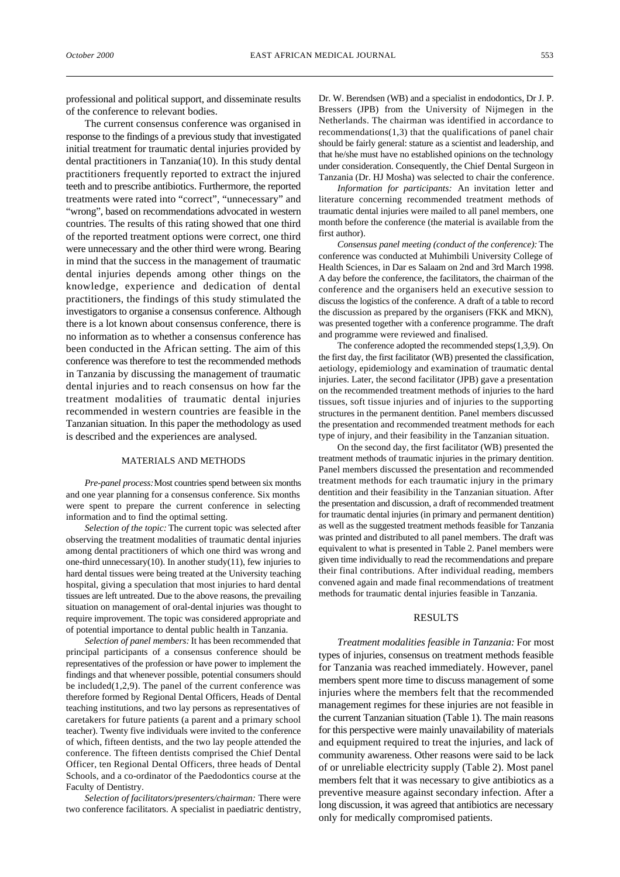professional and political support, and disseminate results of the conference to relevant bodies.

The current consensus conference was organised in response to the findings of a previous study that investigated initial treatment for traumatic dental injuries provided by dental practitioners in Tanzania(10). In this study dental practitioners frequently reported to extract the injured teeth and to prescribe antibiotics. Furthermore, the reported treatments were rated into "correct", "unnecessary" and "wrong", based on recommendations advocated in western countries. The results of this rating showed that one third of the reported treatment options were correct, one third were unnecessary and the other third were wrong. Bearing in mind that the success in the management of traumatic dental injuries depends among other things on the knowledge, experience and dedication of dental practitioners, the findings of this study stimulated the investigators to organise a consensus conference. Although there is a lot known about consensus conference, there is no information as to whether a consensus conference has been conducted in the African setting. The aim of this conference was therefore to test the recommended methods in Tanzania by discussing the management of traumatic dental injuries and to reach consensus on how far the treatment modalities of traumatic dental injuries recommended in western countries are feasible in the Tanzanian situation. In this paper the methodology as used is described and the experiences are analysed.

## MATERIALS AND METHODS

*Pre-panel process:* Most countries spend between six months and one year planning for a consensus conference. Six months were spent to prepare the current conference in selecting information and to find the optimal setting.

*Selection of the topic:* The current topic was selected after observing the treatment modalities of traumatic dental injuries among dental practitioners of which one third was wrong and one-third unnecessary(10). In another study(11), few injuries to hard dental tissues were being treated at the University teaching hospital, giving a speculation that most injuries to hard dental tissues are left untreated. Due to the above reasons, the prevailing situation on management of oral-dental injuries was thought to require improvement. The topic was considered appropriate and of potential importance to dental public health in Tanzania.

*Selection of panel members:* It has been recommended that principal participants of a consensus conference should be representatives of the profession or have power to implement the findings and that whenever possible, potential consumers should be included(1,2,9). The panel of the current conference was therefore formed by Regional Dental Officers, Heads of Dental teaching institutions, and two lay persons as representatives of caretakers for future patients (a parent and a primary school teacher). Twenty five individuals were invited to the conference of which, fifteen dentists, and the two lay people attended the conference. The fifteen dentists comprised the Chief Dental Officer, ten Regional Dental Officers, three heads of Dental Schools, and a co-ordinator of the Paedodontics course at the Faculty of Dentistry.

*Selection of facilitators/presenters/chairman:* There were two conference facilitators. A specialist in paediatric dentistry, Dr. W. Berendsen (WB) and a specialist in endodontics, Dr J. P. Bressers (JPB) from the University of Nijmegen in the Netherlands. The chairman was identified in accordance to recommendations(1,3) that the qualifications of panel chair should be fairly general: stature as a scientist and leadership, and that he/she must have no established opinions on the technology under consideration. Consequently, the Chief Dental Surgeon in Tanzania (Dr. HJ Mosha) was selected to chair the conference.

*Information for participants:* An invitation letter and literature concerning recommended treatment methods of traumatic dental injuries were mailed to all panel members, one month before the conference (the material is available from the first author).

*Consensus panel meeting (conduct of the conference):* The conference was conducted at Muhimbili University College of Health Sciences, in Dar es Salaam on 2nd and 3rd March 1998. A day before the conference, the facilitators, the chairman of the conference and the organisers held an executive session to discuss the logistics of the conference. A draft of a table to record the discussion as prepared by the organisers (FKK and MKN), was presented together with a conference programme. The draft and programme were reviewed and finalised.

The conference adopted the recommended steps(1,3,9). On the first day, the first facilitator (WB) presented the classification, aetiology, epidemiology and examination of traumatic dental injuries. Later, the second facilitator (JPB) gave a presentation on the recommended treatment methods of injuries to the hard tissues, soft tissue injuries and of injuries to the supporting structures in the permanent dentition. Panel members discussed the presentation and recommended treatment methods for each type of injury, and their feasibility in the Tanzanian situation.

On the second day, the first facilitator (WB) presented the treatment methods of traumatic injuries in the primary dentition. Panel members discussed the presentation and recommended treatment methods for each traumatic injury in the primary dentition and their feasibility in the Tanzanian situation. After the presentation and discussion, a draft of recommended treatment for traumatic dental injuries (in primary and permanent dentition) as well as the suggested treatment methods feasible for Tanzania was printed and distributed to all panel members. The draft was equivalent to what is presented in Table 2. Panel members were given time individually to read the recommendations and prepare their final contributions. After individual reading, members convened again and made final recommendations of treatment methods for traumatic dental injuries feasible in Tanzania.

## RESULTS

*Treatment modalities feasible in Tanzania:* For most types of injuries, consensus on treatment methods feasible for Tanzania was reached immediately. However, panel members spent more time to discuss management of some injuries where the members felt that the recommended management regimes for these injuries are not feasible in the current Tanzanian situation (Table 1). The main reasons for this perspective were mainly unavailability of materials and equipment required to treat the injuries, and lack of community awareness. Other reasons were said to be lack of or unreliable electricity supply (Table 2). Most panel members felt that it was necessary to give antibiotics as a preventive measure against secondary infection. After a long discussion, it was agreed that antibiotics are necessary only for medically compromised patients.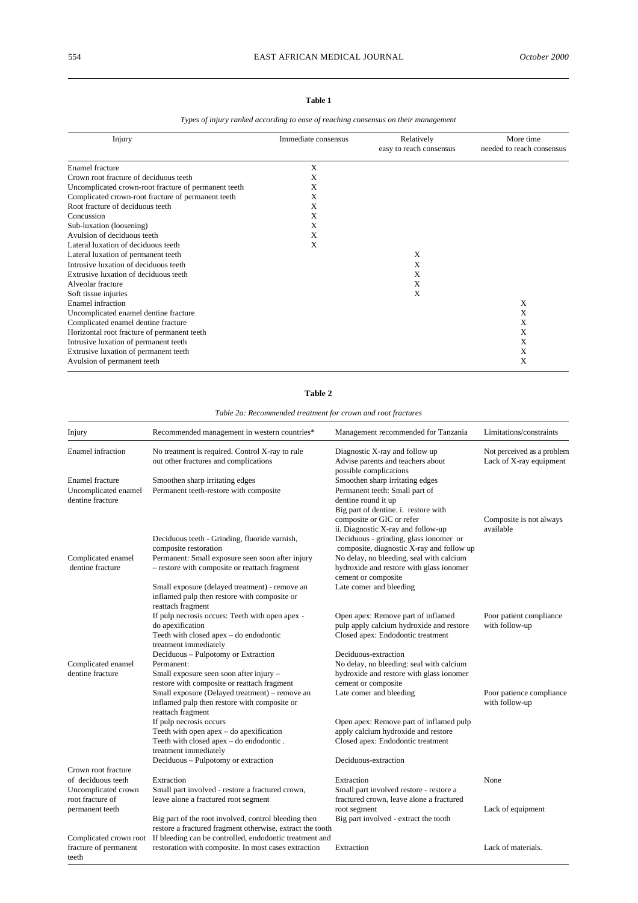**Table 1**

*Types of injury ranked according to ease of reaching consensus on their management*

| Injury | Immediate consensus | Relatively easy to reach consensus | More time needed to reach consensus |
|---|---|---|---|
| Enamel fracture | X | | |
| Crown root fracture of deciduous teeth | X | | |
| Uncomplicated crown-root fracture of permanent teeth | X | | |
| Complicated crown-root fracture of permanent teeth | X | | |
| Root fracture of deciduous teeth | X | | |
| Concussion | X | | |
| Sub-luxation (loosening) | X | | |
| Avulsion of deciduous teeth | X | | |
| Lateral luxation of deciduous teeth | X | | |
| Lateral luxation of permanent teeth | | X | |
| Intrusive luxation of deciduous teeth | | X | |
| Extrusive luxation of deciduous teeth | | X | |
| Alveolar fracture | | X | |
| Soft tissue injuries | | X | |
| Enamel infraction | | | X |
| Uncomplicated enamel dentine fracture | | | X |
| Complicated enamel dentine fracture | | | X |
| Horizontal root fracture of permanent teeth | | | X |
| Intrusive luxation of permanent teeth | | | X |
| Extrusive luxation of permanent teeth | | | X |
| Avulsion of permanent teeth | | | X |

**Table 2**

*Table 2a: Recommended treatment for crown and root fractures*

| Injury | Recommended management in western countries* | Management recommended for Tanzania | Limitations/constraints |
|---|---|---|---|
| Enamel infraction | No treatment is required. Control X-ray to rule out other fractures and complications | Diagnostic X-ray and follow up Advise parents and teachers about possible complications | Not perceived as a problem Lack of X-ray equipment |
| Enamel fracture | Smoothen sharp irritating edges | Smoothen sharp irritating edges | |
| Uncomplicated enamel dentine fracture | Permanent teeth-restore with composite | Permanent teeth: Small part of dentine round it up Big part of dentine. i. restore with composite or GIC or refer ii. Diagnostic X-ray and follow-up | Composite is not always available |
| | Deciduous teeth - Grinding, fluoride varnish, composite restoration | Deciduous - grinding, glass ionomer or composite, diagnostic X-ray and follow up | |
| Complicated enamel dentine fracture | Permanent: Small exposure seen soon after injury – restore with composite or reattach fragment | No delay, no bleeding, seal with calcium hydroxide and restore with glass ionomer cement or composite | |
| | Small exposure (delayed treatment) - remove an inflamed pulp then restore with composite or reattach fragment | Late comer and bleeding | |
| | If pulp necrosis occurs: Teeth with open apex - do apexification Teeth with closed apex – do endodontic treatment immediately | Open apex: Remove part of inflamed pulp apply calcium hydroxide and restore Closed apex: Endodontic treatment | Poor patient compliance with follow-up |
| | Deciduous – Pulpotomy or Extraction | Deciduous-extraction | |
| Complicated enamel dentine fracture | Permanent: Small exposure seen soon after injury – restore with composite or reattach fragment | No delay, no bleeding: seal with calcium hydroxide and restore with glass ionomer cement or composite | |
| | Small exposure (Delayed treatment) – remove an inflamed pulp then restore with composite or reattach fragment | Late comer and bleeding | Poor patience compliance with follow-up |
| | If pulp necrosis occurs Teeth with open apex – do apexification Teeth with closed apex – do endodontic . treatment immediately | Open apex: Remove part of inflamed pulp apply calcium hydroxide and restore Closed apex: Endodontic treatment | |
| | Deciduous – Pulpotomy or extraction | Deciduous-extraction | |
| Crown root fracture of deciduous teeth | Extraction | Extraction | None |
| Uncomplicated crown root fracture of permanent teeth | Small part involved - restore a fractured crown, leave alone a fractured root segment | Small part involved restore - restore a fractured crown, leave alone a fractured root segment | Lack of equipment |
| | Big part of the root involved, control bleeding then restore a fractured fragment otherwise, extract the tooth | Big part involved - extract the tooth | |
| Complicated crown root fracture of permanent teeth | If bleeding can be controlled, endodontic treatment and restoration with composite. In most cases extraction | Extraction | Lack of materials. |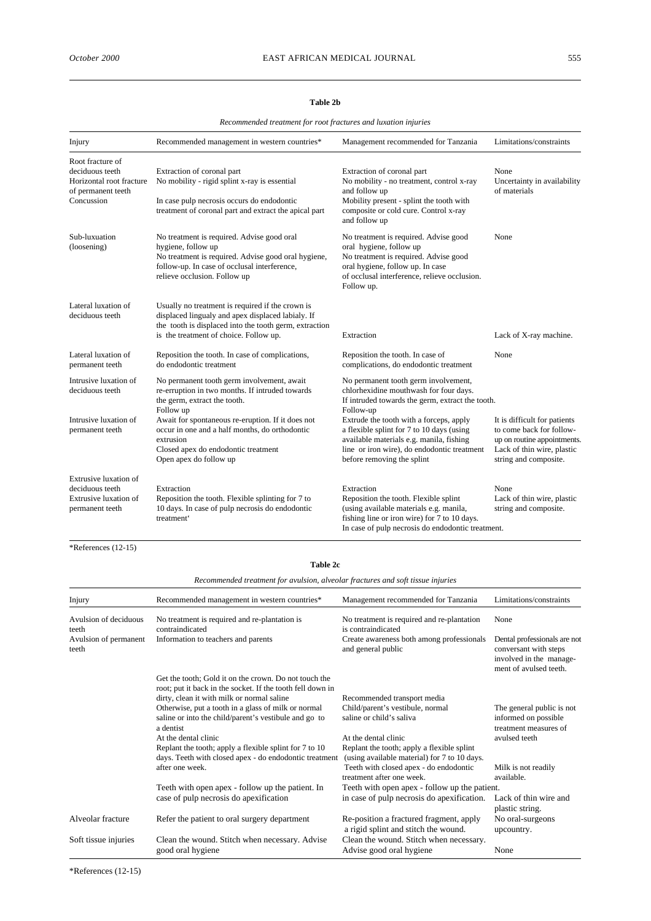**Table 2b**

*Recommended treatment for root fractures and luxation injuries*

| Injury | Recommended management in western countries* | Management recommended for Tanzania | Limitations/constraints |
|---|---|---|---|
| Root fracture of deciduous teeth | Extraction of coronal part | Extraction of coronal part | None |
| Horizontal root fracture of permanent teeth | No mobility - rigid splint x-ray is essential | No mobility - no treatment, control x-ray and follow up | Uncertainty in availability of materials |
| Concussion | In case pulp necrosis occurs do endodontic treatment of coronal part and extract the apical part | Mobility present - splint the tooth with composite or cold cure. Control x-ray and follow up | |
| Sub-luxation (loosening) | No treatment is required. Advise good oral hygiene, follow up<br>No treatment is required. Advise good oral hygiene, follow-up. In case of occlusal interference, relieve occlusion. Follow up | No treatment is required. Advise good oral hygiene, follow up<br>No treatment is required. Advise good oral hygiene, follow up. In case of occlusal interference, relieve occlusion. Follow up. | None |
| Lateral luxation of deciduous teeth | Usually no treatment is required if the crown is displaced lingualy and apex displaced labialy. If the tooth is displaced into the tooth germ, extraction is the treatment of choice. Follow up. | Extraction | Lack of X-ray machine. |
| Lateral luxation of permanent teeth | Reposition the tooth. In case of complications, do endodontic treatment | Reposition the tooth. In case of complications, do endodontic treatment | None |
| Intrusive luxation of deciduous teeth | No permanent tooth germ involvement, await re-erruption in two months. If intruded towards the germ, extract the tooth. Follow up | No permanent tooth germ involvement, chlorhexidine mouthwash for four days. If intruded towards the germ, extract the tooth. Follow-up | |
| Intrusive luxation of permanent teeth | Await for spontaneous re-eruption. If it does not occur in one and a half months, do orthodontic extrusion<br>Closed apex do endodontic treatment<br>Open apex do follow up | Extrude the tooth with a forceps, apply a flexible splint for 7 to 10 days (using available materials e.g. manila, fishing line or iron wire), do endodontic treatment before removing the splint | It is difficult for patients to come back for follow-up on routine appointments. Lack of thin wire, plastic string and composite. |
| Extrusive luxation of deciduous teeth | Extraction | Extraction | None |
| Extrusive luxation of permanent teeth | Reposition the tooth. Flexible splinting for 7 to 10 days. In case of pulp necrosis do endodontic treatment' | Reposition the tooth. Flexible splint (using available materials e.g. manila, fishing line or iron wire) for 7 to 10 days. In case of pulp necrosis do endodontic treatment. | Lack of thin wire, plastic string and composite. |

*References (12-15)

**Table 2c**

*Recommended treatment for avulsion, alveolar fractures and soft tissue injuries*

| Injury | Recommended management in western countries* | Management recommended for Tanzania | Limitations/constraints |
|---|---|---|---|
| Avulsion of deciduous teeth | No treatment is required and re-plantation is contraindicated | No treatment is required and re-plantation is contraindicated | None |
| Avulsion of permanent teeth | Information to teachers and parents | Create awareness both among professionals and general public | Dental professionals are not conversant with steps involved in the management of avulsed teeth. |
| | Get the tooth; Gold it on the crown. Do not touch the root; put it back in the socket. If the tooth fell down in dirty, clean it with milk or normal saline<br>Otherwise, put a tooth in a glass of milk or normal saline or into the child/parent's vestibule and go to a dentist | Recommended transport media<br>Child/parent's vestibule, normal saline or child's saliva | The general public is not informed on possible treatment measures of avulsed teeth |
| | At the dental clinic<br>Replant the tooth; apply a flexible splint for 7 to 10 days. Teeth with closed apex - do endodontic treatment after one week. | At the dental clinic<br>Replant the tooth; apply a flexible splint (using available material) for 7 to 10 days. Teeth with closed apex - do endodontic treatment after one week. | Milk is not readily available. |
| | Teeth with open apex - follow up the patient. In case of pulp necrosis do apexification | Teeth with open apex - follow up the patient. in case of pulp necrosis do apexification. | Lack of thin wire and plastic string. |
| Alveolar fracture | Refer the patient to oral surgery department | Re-position a fractured fragment, apply a rigid splint and stitch the wound. | No oral-surgeons upcountry. |
| Soft tissue injuries | Clean the wound. Stitch when necessary. Advise good oral hygiene | Clean the wound. Stitch when necessary. Advise good oral hygiene | None |

*References (12-15)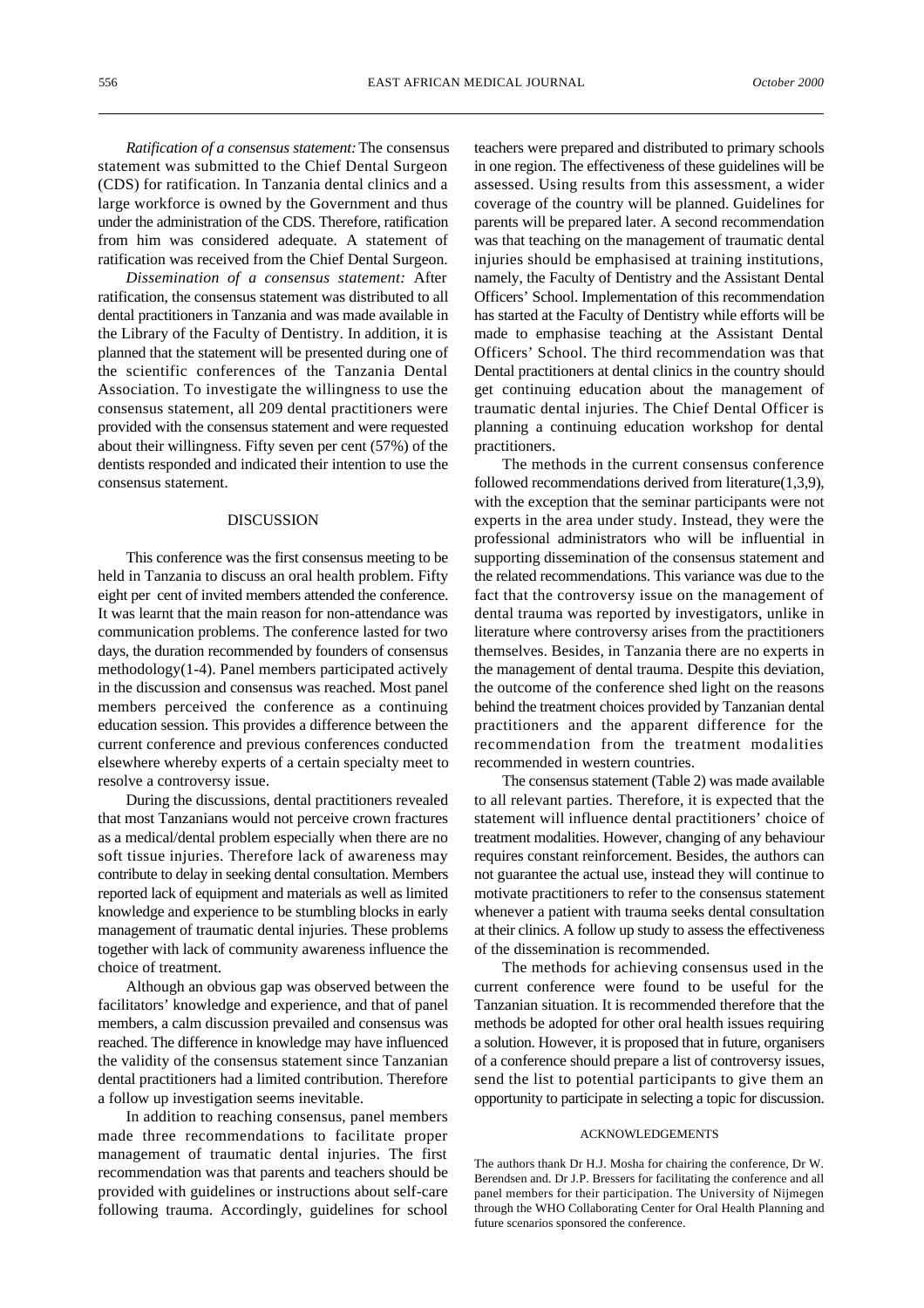*Ratification of a consensus statement:* The consensus statement was submitted to the Chief Dental Surgeon (CDS) for ratification. In Tanzania dental clinics and a large workforce is owned by the Government and thus under the administration of the CDS. Therefore, ratification from him was considered adequate. A statement of ratification was received from the Chief Dental Surgeon.

*Dissemination of a consensus statement:* After ratification, the consensus statement was distributed to all dental practitioners in Tanzania and was made available in the Library of the Faculty of Dentistry. In addition, it is planned that the statement will be presented during one of the scientific conferences of the Tanzania Dental Association. To investigate the willingness to use the consensus statement, all 209 dental practitioners were provided with the consensus statement and were requested about their willingness. Fifty seven per cent (57%) of the dentists responded and indicated their intention to use the consensus statement.

## DISCUSSION

This conference was the first consensus meeting to be held in Tanzania to discuss an oral health problem. Fifty eight per cent of invited members attended the conference. It was learnt that the main reason for non-attendance was communication problems. The conference lasted for two days, the duration recommended by founders of consensus methodology(1-4). Panel members participated actively in the discussion and consensus was reached. Most panel members perceived the conference as a continuing education session. This provides a difference between the current conference and previous conferences conducted elsewhere whereby experts of a certain specialty meet to resolve a controversy issue.

During the discussions, dental practitioners revealed that most Tanzanians would not perceive crown fractures as a medical/dental problem especially when there are no soft tissue injuries. Therefore lack of awareness may contribute to delay in seeking dental consultation. Members reported lack of equipment and materials as well as limited knowledge and experience to be stumbling blocks in early management of traumatic dental injuries. These problems together with lack of community awareness influence the choice of treatment.

Although an obvious gap was observed between the facilitators' knowledge and experience, and that of panel members, a calm discussion prevailed and consensus was reached. The difference in knowledge may have influenced the validity of the consensus statement since Tanzanian dental practitioners had a limited contribution. Therefore a follow up investigation seems inevitable.

In addition to reaching consensus, panel members made three recommendations to facilitate proper management of traumatic dental injuries. The first recommendation was that parents and teachers should be provided with guidelines or instructions about self-care following trauma. Accordingly, guidelines for school teachers were prepared and distributed to primary schools in one region. The effectiveness of these guidelines will be assessed. Using results from this assessment, a wider coverage of the country will be planned. Guidelines for parents will be prepared later. A second recommendation was that teaching on the management of traumatic dental injuries should be emphasised at training institutions, namely, the Faculty of Dentistry and the Assistant Dental Officers' School. Implementation of this recommendation has started at the Faculty of Dentistry while efforts will be made to emphasise teaching at the Assistant Dental Officers' School. The third recommendation was that Dental practitioners at dental clinics in the country should get continuing education about the management of traumatic dental injuries. The Chief Dental Officer is planning a continuing education workshop for dental practitioners.

The methods in the current consensus conference followed recommendations derived from literature(1,3,9), with the exception that the seminar participants were not experts in the area under study. Instead, they were the professional administrators who will be influential in supporting dissemination of the consensus statement and the related recommendations. This variance was due to the fact that the controversy issue on the management of dental trauma was reported by investigators, unlike in literature where controversy arises from the practitioners themselves. Besides, in Tanzania there are no experts in the management of dental trauma. Despite this deviation, the outcome of the conference shed light on the reasons behind the treatment choices provided by Tanzanian dental practitioners and the apparent difference for the recommendation from the treatment modalities recommended in western countries.

The consensus statement (Table 2) was made available to all relevant parties. Therefore, it is expected that the statement will influence dental practitioners' choice of treatment modalities. However, changing of any behaviour requires constant reinforcement. Besides, the authors can not guarantee the actual use, instead they will continue to motivate practitioners to refer to the consensus statement whenever a patient with trauma seeks dental consultation at their clinics. A follow up study to assess the effectiveness of the dissemination is recommended.

The methods for achieving consensus used in the current conference were found to be useful for the Tanzanian situation. It is recommended therefore that the methods be adopted for other oral health issues requiring a solution. However, it is proposed that in future, organisers of a conference should prepare a list of controversy issues, send the list to potential participants to give them an opportunity to participate in selecting a topic for discussion.

## ACKNOWLEDGEMENTS

The authors thank Dr H.J. Mosha for chairing the conference, Dr W. Berendsen and. Dr J.P. Bressers for facilitating the conference and all panel members for their participation. The University of Nijmegen through the WHO Collaborating Center for Oral Health Planning and future scenarios sponsored the conference.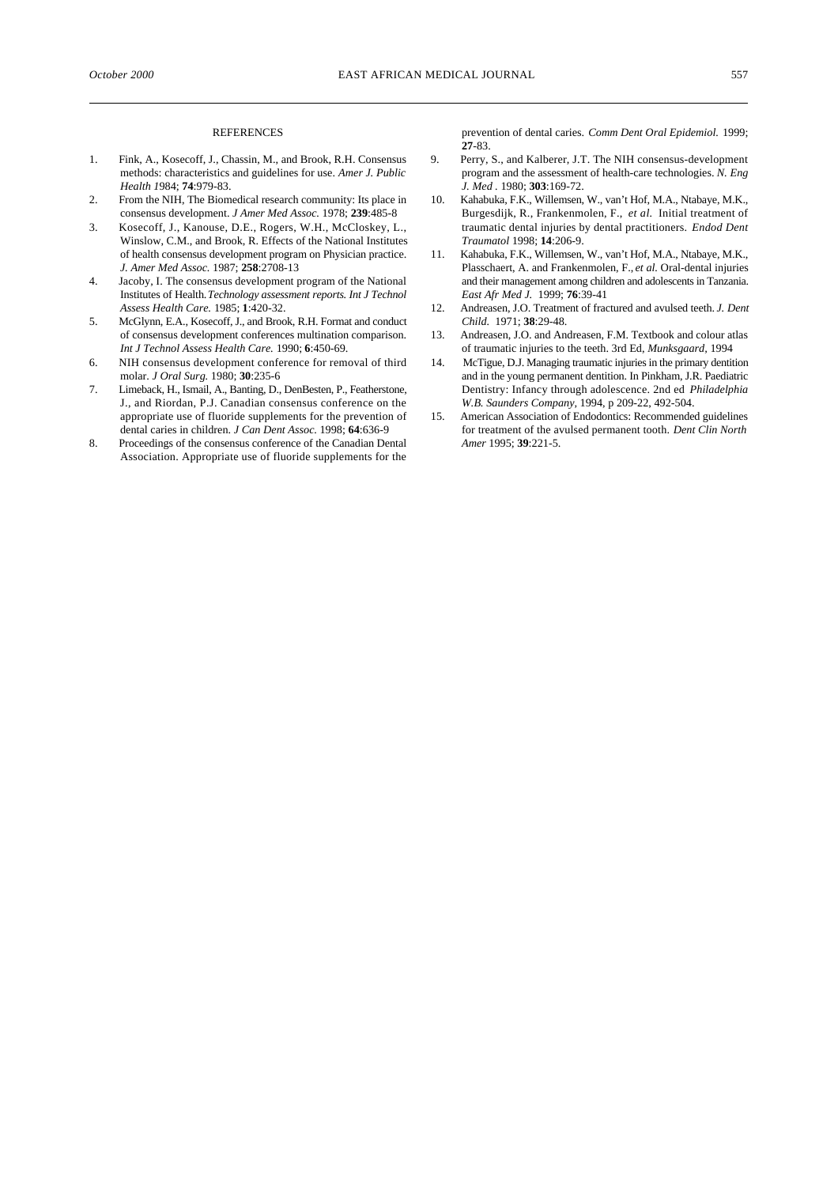## REFERENCES

1. Fink, A., Kosecoff, J., Chassin, M., and Brook, R.H. Consensus methods: characteristics and guidelines for use. *Amer J. Public Health 1*984; **74**:979-83.
2. From the NIH, The Biomedical research community: Its place in consensus development. *J Amer Med Assoc.* 1978; **239**:485-8
3. Kosecoff, J., Kanouse, D.E., Rogers, W.H., McCloskey, L., Winslow, C.M., and Brook, R. Effects of the National Institutes of health consensus development program on Physician practice. *J. Amer Med Assoc.* 1987; **258**:2708-13
4. Jacoby, I. The consensus development program of the National Institutes of Health. *Technology assessment reports. Int J Technol Assess Health Care.* 1985; **1**:420-32.
5. McGlynn, E.A., Kosecoff, J., and Brook, R.H. Format and conduct of consensus development conferences multination comparison. *Int J Technol Assess Health Care.* 1990; **6**:450-69.
6. NIH consensus development conference for removal of third molar. *J Oral Surg.* 1980; **30**:235-6
7. Limeback, H., Ismail, A., Banting, D., DenBesten, P., Featherstone, J., and Riordan, P.J. Canadian consensus conference on the appropriate use of fluoride supplements for the prevention of dental caries in children. *J Can Dent Assoc.* 1998; **64**:636-9
8. Proceedings of the consensus conference of the Canadian Dental Association. Appropriate use of fluoride supplements for the prevention of dental caries. *Comm Dent Oral Epidemiol.* 1999; **27**-83.
9. Perry, S., and Kalberer, J.T. The NIH consensus-development program and the assessment of health-care technologies. *N. Eng J. Med* . 1980; **303**:169-72.
10. Kahabuka, F.K., Willemsen, W., van't Hof, M.A., Ntabaye, M.K., Burgesdijk, R., Frankenmolen, F., *et al.* Initial treatment of traumatic dental injuries by dental practitioners. *Endod Dent Traumatol* 1998; **14**:206-9.
11. Kahabuka, F.K., Willemsen, W., van't Hof, M.A., Ntabaye, M.K., Plasschaert, A. and Frankenmolen, F., *et al.* Oral-dental injuries and their management among children and adolescents in Tanzania. *East Afr Med J.* 1999; **76**:39-41
12. Andreasen, J.O. Treatment of fractured and avulsed teeth. *J. Dent Child.* 1971; **38**:29-48.
13. Andreasen, J.O. and Andreasen, F.M. Textbook and colour atlas of traumatic injuries to the teeth. 3rd Ed, *Munksgaard*, 1994
14. McTigue, D.J. Managing traumatic injuries in the primary dentition and in the young permanent dentition. In Pinkham, J.R. Paediatric Dentistry: Infancy through adolescence. 2nd ed *Philadelphia W.B. Saunders Company*, 1994, p 209-22, 492-504.
15. American Association of Endodontics: Recommended guidelines for treatment of the avulsed permanent tooth. *Dent Clin North Amer* 1995; **39**:221-5.